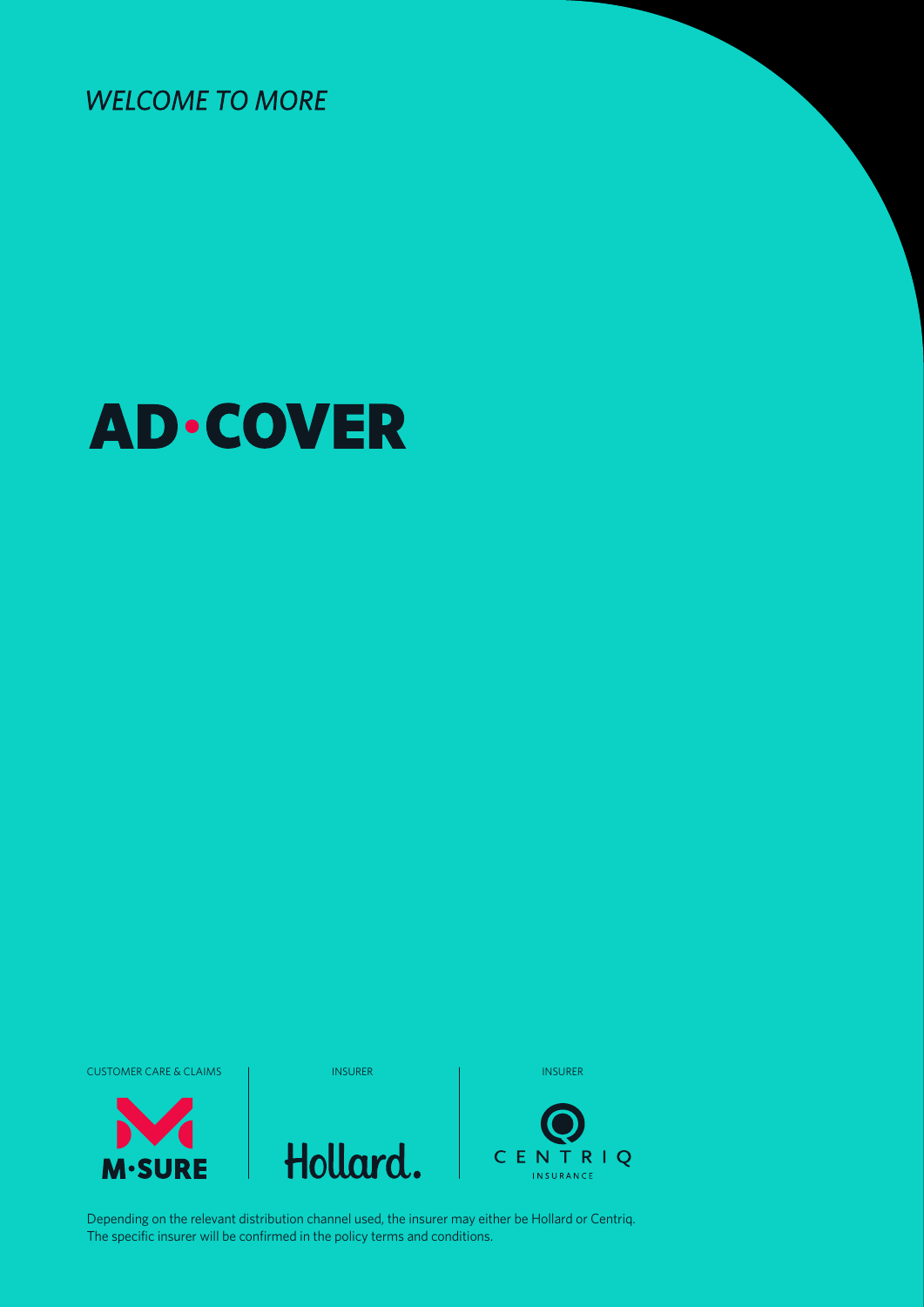*WELCOME TO MORE*

# AD•COVER

CUSTOMER CARE & CLAIMS

M•SURE

INSURER

Hollard.

INSURER

CENTRIQ INSURANCE

Depending on the relevant distribution channel used, the insurer may either be Hollard or Centriq. The specific insurer will be confirmed in the policy terms and conditions.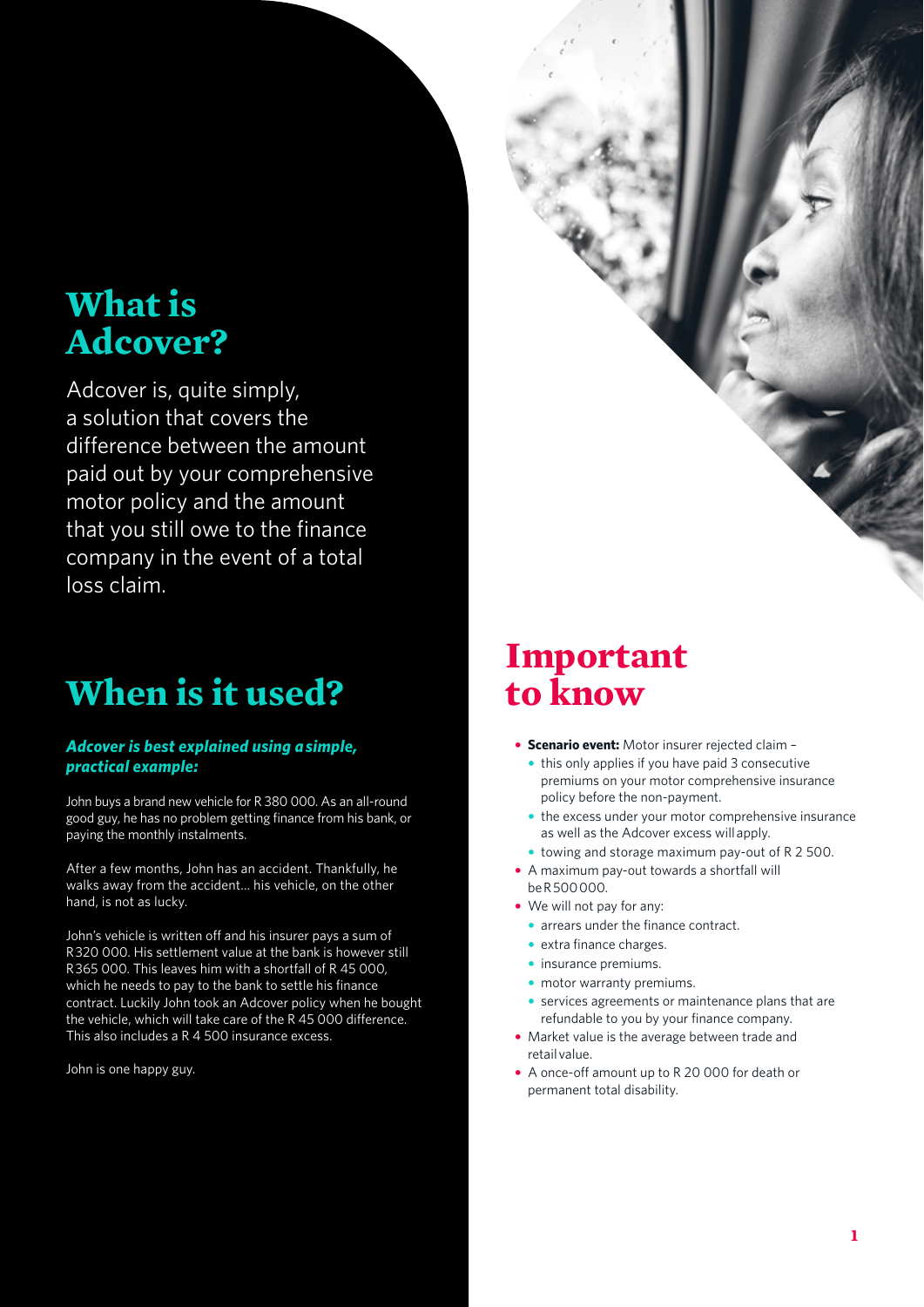## What is Adcover?

Adcover is, quite simply, a solution that covers the difference between the amount paid out by your comprehensive motor policy and the amount that you still owe to the finance company in the event of a total loss claim.

## When is it used?

***Adcover is best explained using a simple, practical example:***

John buys a brand new vehicle for R 380 000. As an all-round good guy, he has no problem getting finance from his bank, or paying the monthly instalments.

After a few months, John has an accident. Thankfully, he walks away from the accident... his vehicle, on the other hand, is not as lucky.

John's vehicle is written off and his insurer pays a sum of R320 000. His settlement value at the bank is however still R365 000. This leaves him with a shortfall of R 45 000, which he needs to pay to the bank to settle his finance contract. Luckily John took an Adcover policy when he bought the vehicle, which will take care of the R 45 000 difference. This also includes a R 4 500 insurance excess.

John is one happy guy.

## Important to know

- **Scenario event:** Motor insurer rejected claim –
  - this only applies if you have paid 3 consecutive premiums on your motor comprehensive insurance policy before the non-payment.
  - the excess under your motor comprehensive insurance as well as the Adcover excess will apply.
  - towing and storage maximum pay-out of R 2 500.
- A maximum pay-out towards a shortfall will be R 500 000.
- We will not pay for any:
  - arrears under the finance contract.
  - extra finance charges.
  - insurance premiums.
  - motor warranty premiums.
  - services agreements or maintenance plans that are refundable to you by your finance company.
- Market value is the average between trade and retail value.
- A once-off amount up to R 20 000 for death or permanent total disability.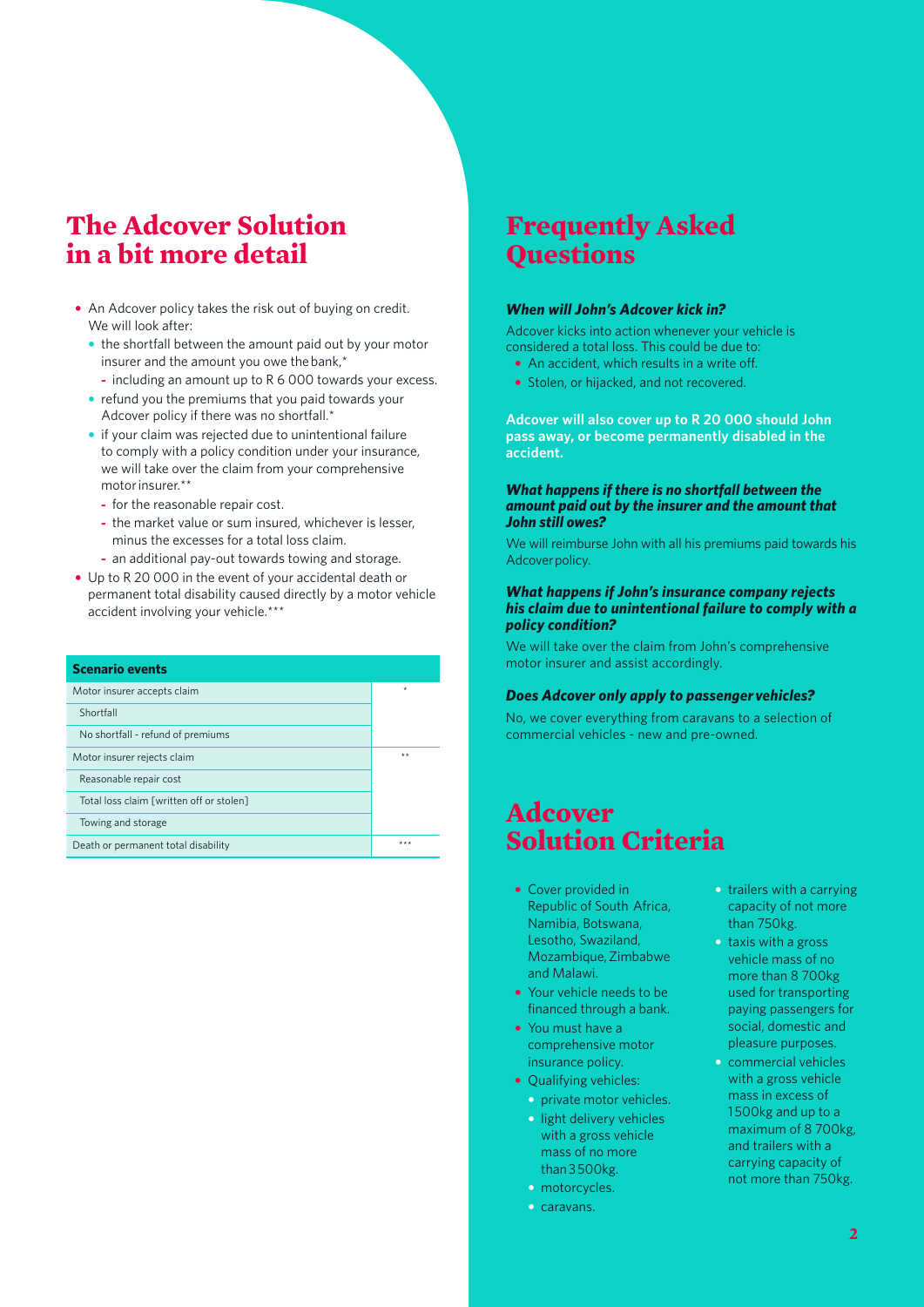## The Adcover Solution in a bit more detail

- An Adcover policy takes the risk out of buying on credit. We will look after:
  - the shortfall between the amount paid out by your motor insurer and the amount you owe the bank,*
    - including an amount up to R 6 000 towards your excess.
  - refund you the premiums that you paid towards your Adcover policy if there was no shortfall.*
  - if your claim was rejected due to unintentional failure to comply with a policy condition under your insurance, we will take over the claim from your comprehensive motor insurer.**
    - for the reasonable repair cost.
    - the market value or sum insured, whichever is lesser, minus the excesses for a total loss claim.
    - an additional pay-out towards towing and storage.
- Up to R 20 000 in the event of your accidental death or permanent total disability caused directly by a motor vehicle accident involving your vehicle.***

| Scenario events | |
|---|---|
| Motor insurer accepts claim | * |
| Shortfall | |
| No shortfall - refund of premiums | |
| Motor insurer rejects claim | ** |
| Reasonable repair cost | |
| Total loss claim [written off or stolen] | |
| Towing and storage | |
| Death or permanent total disability | *** |

## Frequently Asked Questions

***When will John's Adcover kick in?***

Adcover kicks into action whenever your vehicle is considered a total loss. This could be due to:

- An accident, which results in a write off.
- Stolen, or hijacked, and not recovered.

**Adcover will also cover up to R 20 000 should John pass away, or become permanently disabled in the accident.**

***What happens if there is no shortfall between the amount paid out by the insurer and the amount that John still owes?***

We will reimburse John with all his premiums paid towards his Adcover policy.

***What happens if John's insurance company rejects his claim due to unintentional failure to comply with a policy condition?***

We will take over the claim from John's comprehensive motor insurer and assist accordingly.

***Does Adcover only apply to passenger vehicles?***

No, we cover everything from caravans to a selection of commercial vehicles - new and pre-owned.

## Adcover Solution Criteria

- Cover provided in Republic of South Africa, Namibia, Botswana, Lesotho, Swaziland, Mozambique, Zimbabwe and Malawi.
- Your vehicle needs to be financed through a bank.
- You must have a comprehensive motor insurance policy.
- Qualifying vehicles:
  - private motor vehicles.
  - light delivery vehicles with a gross vehicle mass of no more than 3 500kg.
  - motorcycles.
  - caravans.
  - trailers with a carrying capacity of not more than 750kg.
  - taxis with a gross vehicle mass of no more than 8 700kg used for transporting paying passengers for social, domestic and pleasure purposes.
  - commercial vehicles with a gross vehicle mass in excess of 1500kg and up to a maximum of 8 700kg, and trailers with a carrying capacity of not more than 750kg.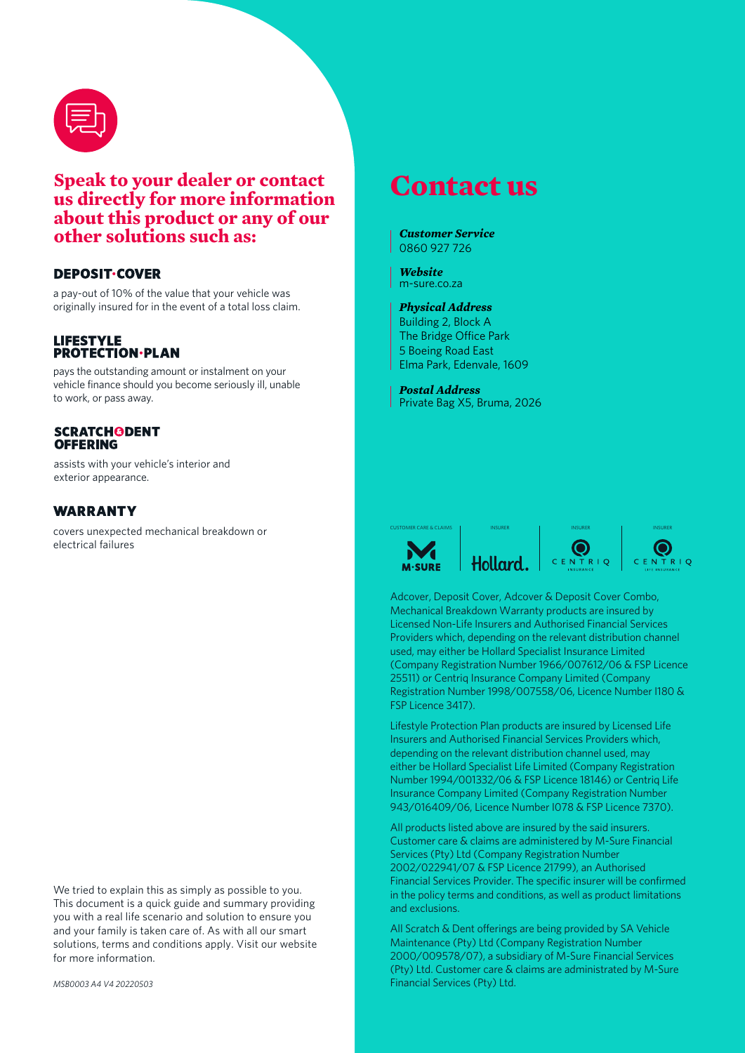## Speak to your dealer or contact us directly for more information about this product or any of our other solutions such as:

### DEPOSIT·COVER

a pay-out of 10% of the value that your vehicle was originally insured for in the event of a total loss claim.

### LIFESTYLE PROTECTION·PLAN

pays the outstanding amount or instalment on your vehicle finance should you become seriously ill, unable to work, or pass away.

### SCRATCH&DENT OFFERING

assists with your vehicle's interior and exterior appearance.

### WARRANTY

covers unexpected mechanical breakdown or electrical failures

We tried to explain this as simply as possible to you. This document is a quick guide and summary providing you with a real life scenario and solution to ensure you and your family is taken care of. As with all our smart solutions, terms and conditions apply. Visit our website for more information.

*MSB0003 A4 V4 20220503*

# Contact us

***Customer Service***
0860 927 726

***Website***
m-sure.co.za

***Physical Address***
Building 2, Block A
The Bridge Office Park
5 Boeing Road East
Elma Park, Edenvale, 1609

***Postal Address***
Private Bag X5, Bruma, 2026

CUSTOMER CARE & CLAIMS — M·SURE | INSURER — Hollard. | INSURER — CENTRIQ INSURANCE | INSURER — CENTRIQ LIFE INSURANCE

Adcover, Deposit Cover, Adcover & Deposit Cover Combo, Mechanical Breakdown Warranty products are insured by Licensed Non-Life Insurers and Authorised Financial Services Providers which, depending on the relevant distribution channel used, may either be Hollard Specialist Insurance Limited (Company Registration Number 1966/007612/06 & FSP Licence 25511) or Centriq Insurance Company Limited (Company Registration Number 1998/007558/06, Licence Number I180 & FSP Licence 3417).

Lifestyle Protection Plan products are insured by Licensed Life Insurers and Authorised Financial Services Providers which, depending on the relevant distribution channel used, may either be Hollard Specialist Life Limited (Company Registration Number 1994/001332/06 & FSP Licence 18146) or Centriq Life Insurance Company Limited (Company Registration Number 943/016409/06, Licence Number I078 & FSP Licence 7370).

All products listed above are insured by the said insurers. Customer care & claims are administered by M-Sure Financial Services (Pty) Ltd (Company Registration Number 2002/022941/07 & FSP Licence 21799), an Authorised Financial Services Provider. The specific insurer will be confirmed in the policy terms and conditions, as well as product limitations and exclusions.

All Scratch & Dent offerings are being provided by SA Vehicle Maintenance (Pty) Ltd (Company Registration Number 2000/009578/07), a subsidiary of M-Sure Financial Services (Pty) Ltd. Customer care & claims are administrated by M-Sure Financial Services (Pty) Ltd.